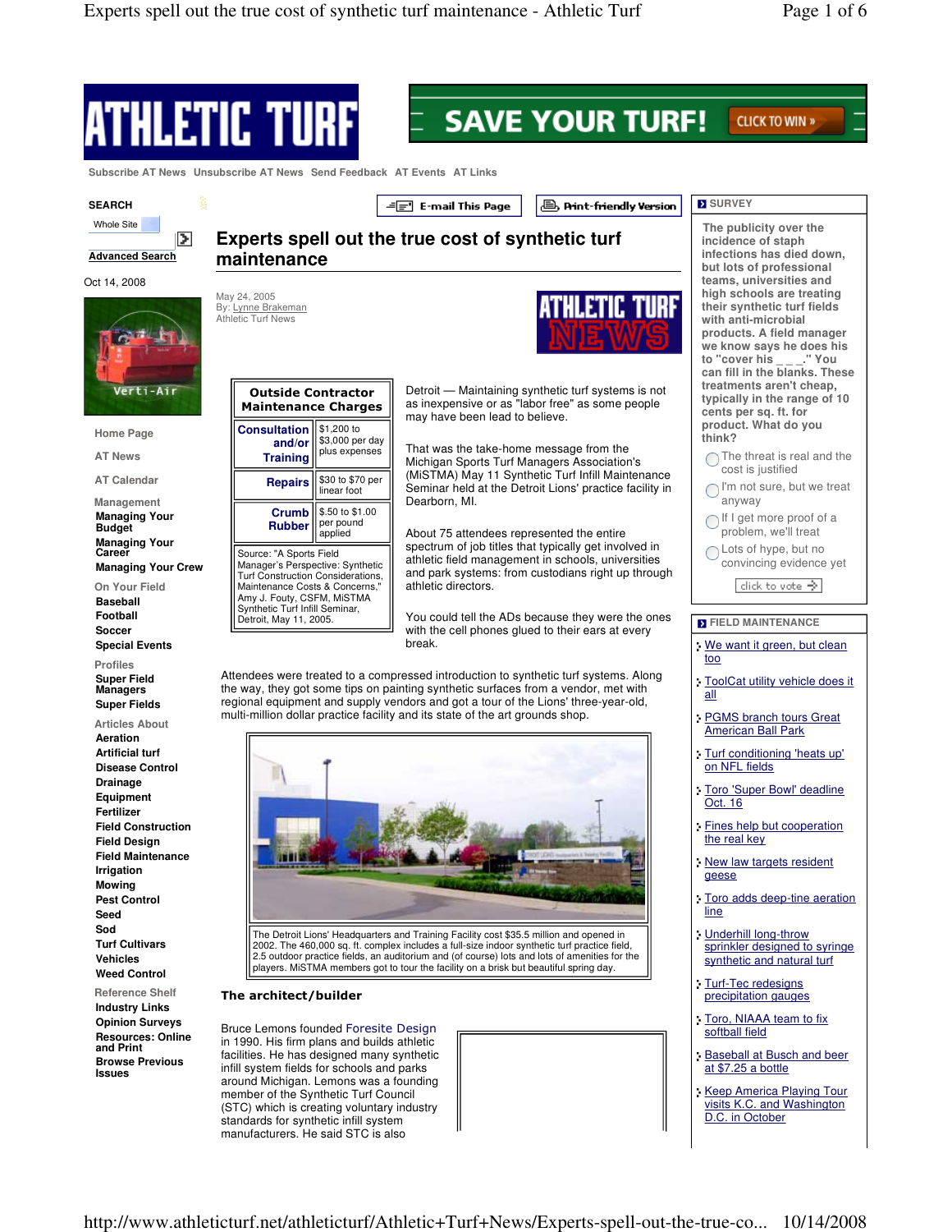# Experts spell out the true cost of synthetic turf maintenance

May 24, 2005
By: Lynne Brakeman
Athletic Turf News

| Outside Contractor Maintenance Charges | |
|---|---|
| Consultation and/or Training | $1,200 to $3,000 per day plus expenses |
| Repairs | $30 to $70 per linear foot |
| Crumb Rubber | $.50 to $1.00 per pound applied |

Source: "A Sports Field Manager's Perspective: Synthetic Turf Construction Considerations, Maintenance Costs & Concerns," Amy J. Fouty, CSFM, MiSTMA Synthetic Turf Infill Seminar, Detroit, May 11, 2005.

Detroit — Maintaining synthetic turf systems is not as inexpensive or as "labor free" as some people may have been lead to believe.

That was the take-home message from the Michigan Sports Turf Managers Association's (MiSTMA) May 11 Synthetic Turf Infill Maintenance Seminar held at the Detroit Lions' practice facility in Dearborn, MI.

About 75 attendees represented the entire spectrum of job titles that typically get involved in athletic field management in schools, universities and park systems: from custodians right up through athletic directors.

You could tell the ADs because they were the ones with the cell phones glued to their ears at every break.

Attendees were treated to a compressed introduction to synthetic turf systems. Along the way, they got some tips on painting synthetic surfaces from a vendor, met with regional equipment and supply vendors and got a tour of the Lions' three-year-old, multi-million dollar practice facility and its state of the art grounds shop.

The Detroit Lions' Headquarters and Training Facility cost $35.5 million and opened in 2002. The 460,000 sq. ft. complex includes a full-size indoor synthetic turf practice field, 2.5 outdoor practice fields, an auditorium and (of course) lots and lots of amenities for the players. MiSTMA members got to tour the facility on a brisk but beautiful spring day.

### The architect/builder

Bruce Lemons founded Foresite Design in 1990. His firm plans and builds athletic facilities. He has designed many synthetic infill system fields for schools and parks around Michigan. Lemons was a founding member of the Synthetic Turf Council (STC) which is creating voluntary industry standards for synthetic infill system manufacturers. He said STC is also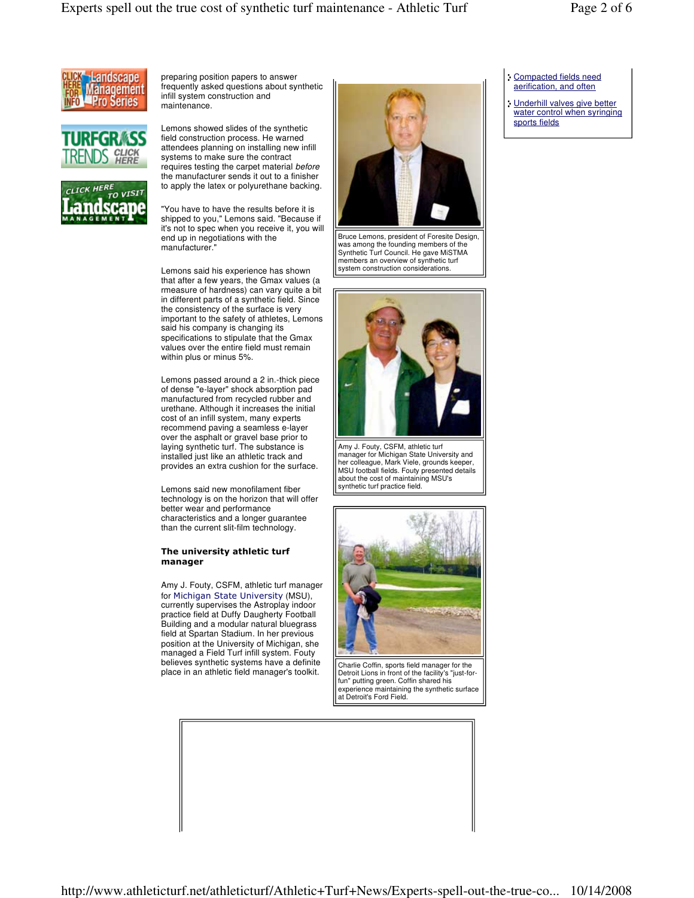preparing position papers to answer frequently asked questions about synthetic infill system construction and maintenance.

Lemons showed slides of the synthetic field construction process. He warned attendees planning on installing new infill systems to make sure the contract requires testing the carpet material *before* the manufacturer sends it out to a finisher to apply the latex or polyurethane backing.

"You have to have the results before it is shipped to you," Lemons said. "Because if it's not to spec when you receive it, you will end up in negotiations with the manufacturer."

Lemons said his experience has shown that after a few years, the Gmax values (a rmeasure of hardness) can vary quite a bit in different parts of a synthetic field. Since the consistency of the surface is very important to the safety of athletes, Lemons said his company is changing its specifications to stipulate that the Gmax values over the entire field must remain within plus or minus 5%.

Lemons passed around a 2 in.-thick piece of dense "e-layer" shock absorption pad manufactured from recycled rubber and urethane. Although it increases the initial cost of an infill system, many experts recommend paving a seamless e-layer over the asphalt or gravel base prior to laying synthetic turf. The substance is installed just like an athletic track and provides an extra cushion for the surface.

Lemons said new monofilament fiber technology is on the horizon that will offer better wear and performance characteristics and a longer guarantee than the current slit-film technology.

**The university athletic turf manager**

Amy J. Fouty, CSFM, athletic turf manager for Michigan State University (MSU), currently supervises the Astroplay indoor practice field at Duffy Daugherty Football Building and a modular natural bluegrass field at Spartan Stadium. In her previous position at the University of Michigan, she managed a Field Turf infill system. Fouty believes synthetic systems have a definite place in an athletic field manager's toolkit.

Bruce Lemons, president of Foresite Design, was among the founding members of the Synthetic Turf Council. He gave MiSTMA members an overview of synthetic turf system construction considerations.

Amy J. Fouty, CSFM, athletic turf manager for Michigan State University and her colleague, Mark Viele, grounds keeper, MSU football fields. Fouty presented details about the cost of maintaining MSU's synthetic turf practice field.

Charlie Coffin, sports field manager for the Detroit Lions in front of the facility's "just-for-fun" putting green. Coffin shared his experience maintaining the synthetic surface at Detroit's Ford Field.

- Compacted fields need aerification, and often
- Underhill valves give better water control when syringing sports fields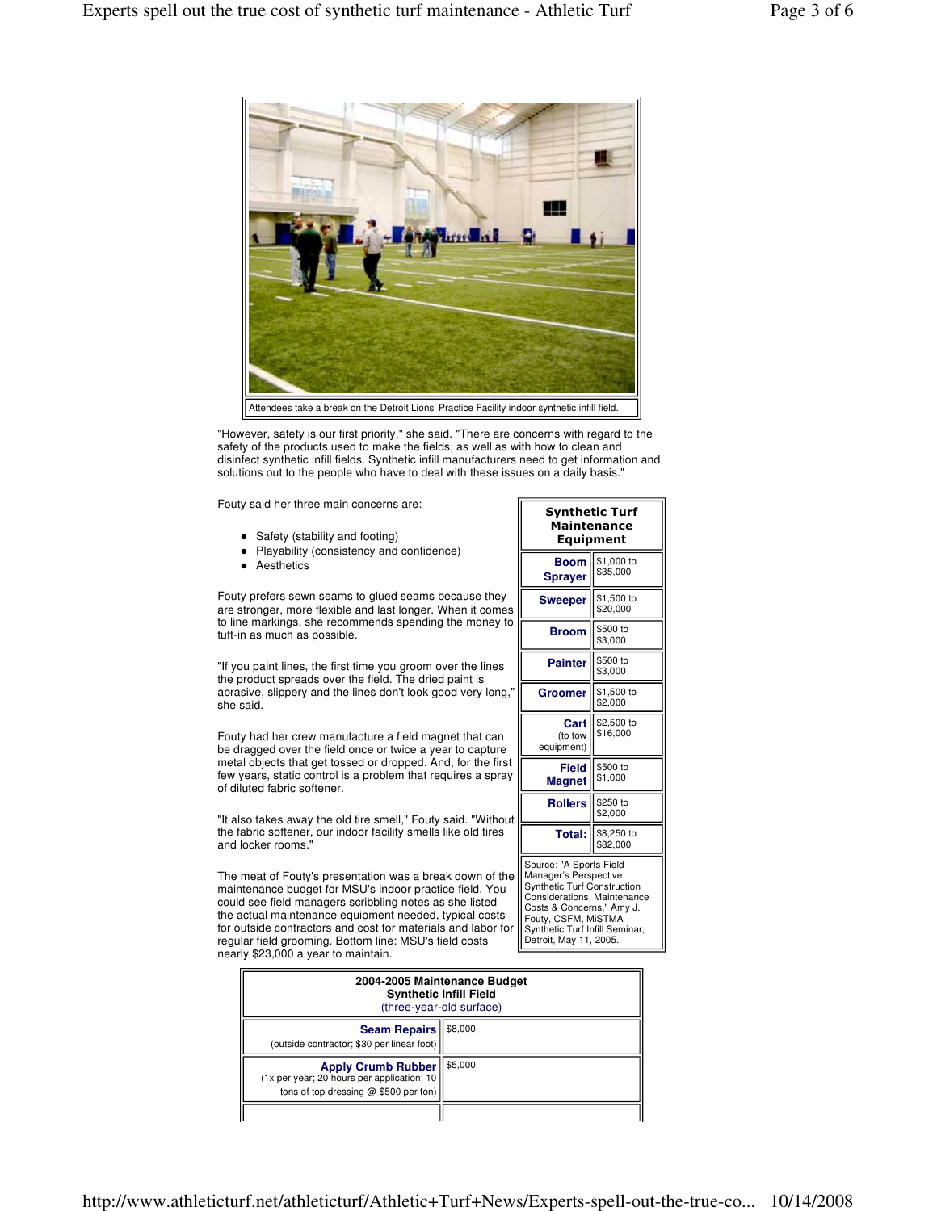Attendees take a break on the Detroit Lions' Practice Facility indoor synthetic infill field.

"However, safety is our first priority," she said. "There are concerns with regard to the safety of the products used to make the fields, as well as with how to clean and disinfect synthetic infill fields. Synthetic infill manufacturers need to get information and solutions out to the people who have to deal with these issues on a daily basis."

Fouty said her three main concerns are:

- Safety (stability and footing)
- Playability (consistency and confidence)
- Aesthetics

Fouty prefers sewn seams to glued seams because they are stronger, more flexible and last longer. When it comes to line markings, she recommends spending the money to tuft-in as much as possible.

"If you paint lines, the first time you groom over the lines the product spreads over the field. The dried paint is abrasive, slippery and the lines don't look good very long," she said.

Fouty had her crew manufacture a field magnet that can be dragged over the field once or twice a year to capture metal objects that get tossed or dropped. And, for the first few years, static control is a problem that requires a spray of diluted fabric softener.

"It also takes away the old tire smell," Fouty said. "Without the fabric softener, our indoor facility smells like old tires and locker rooms."

The meat of Fouty's presentation was a break down of the maintenance budget for MSU's indoor practice field. You could see field managers scribbling notes as she listed the actual maintenance equipment needed, typical costs for outside contractors and cost for materials and labor for regular field grooming. Bottom line: MSU's field costs nearly $23,000 a year to maintain.

| Synthetic Turf Maintenance Equipment | |
|---|---|
| **Boom Sprayer** | $1,000 to $35,000 |
| **Sweeper** | $1,500 to $20,000 |
| **Broom** | $500 to $3,000 |
| **Painter** | $500 to $3,000 |
| **Groomer** | $1,500 to $2,000 |
| **Cart** (to tow equipment) | $2,500 to $16,000 |
| **Field Magnet** | $500 to $1,000 |
| **Rollers** | $250 to $2,000 |
| **Total:** | $8,250 to $82,000 |

Source: "A Sports Field Manager's Perspective: Synthetic Turf Construction Considerations, Maintenance Costs & Concerns," Amy J. Fouty, CSFM, MiSTMA Synthetic Turf Infill Seminar, Detroit, May 11, 2005.

| 2004-2005 Maintenance Budget Synthetic Infill Field (three-year-old surface) | |
|---|---|
| **Seam Repairs** (outside contractor; $30 per linear foot) | $8,000 |
| **Apply Crumb Rubber** (1x per year; 20 hours per application; 10 tons of top dressing @ $500 per ton) | $5,000 |
| | |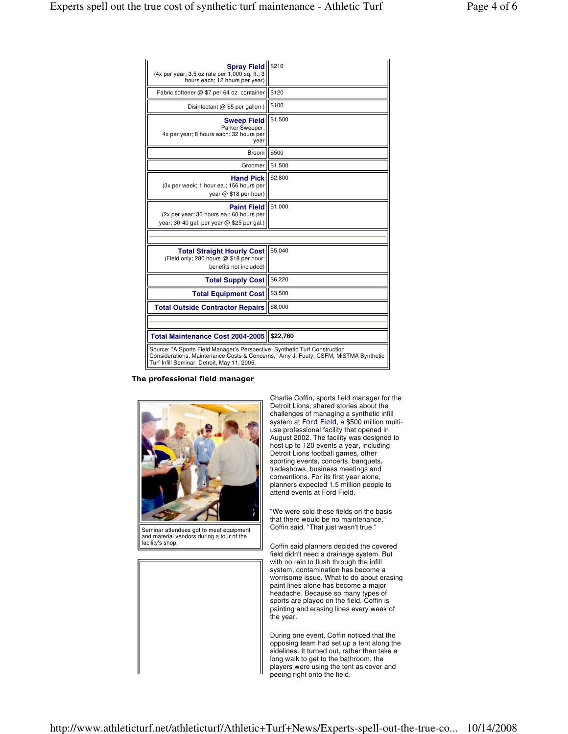| | |
|---|---|
| **Spray Field** (4x per year; 3.5 oz rate per 1,000 sq. ft.; 3 hours each; 12 hours per year) | $216 |
| Fabric softener @ $7 per 64 oz. container | $120 |
| Disinfectant @ $5 per gallon ) | $100 |
| **Sweep Field** Parker Sweeper; 4x per year; 8 hours each; 32 hours per year | $1,500 |
| Broom | $500 |
| Groomer | $1,500 |
| **Hand Pick** (3x per week; 1 hour ea.; 156 hours per year @ $18 per hour) | $2,800 |
| **Paint Field** (2x per year; 30 hours ea.; 60 hours per year; 30-40 gal. per year @ $25 per gal.) | $1,000 |
| | |
| **Total Straight Hourly Cost** (Field only; 280 hours @ $18 per hour; benefits not included) | $5,040 |
| **Total Supply Cost** | $6,220 |
| **Total Equipment Cost** | $3,500 |
| **Total Outside Contractor Repairs** | $8,000 |
| | |
| **Total Maintenance Cost 2004-2005** | **$22,760** |

Source: "A Sports Field Manager's Perspective: Synthetic Turf Construction Considerations, Maintenance Costs & Concerns," Amy J. Fouty, CSFM, MiSTMA Synthetic Turf Infill Seminar, Detroit, May 11, 2005.

**The professional field manager**

Seminar attendees got to meet equipment and material vendors during a tour of the facility's shop.

Charlie Coffin, sports field manager for the Detroit Lions, shared stories about the challenges of managing a synthetic infill system at Ford Field, a $500 million multi-use professional facility that opened in August 2002. The facility was designed to host up to 120 events a year, including Detroit Lions football games, other sporting events, concerts, banquets, tradeshows, business meetings and conventions. For its first year alone, planners expected 1.5 million people to attend events at Ford Field.

"We were sold these fields on the basis that there would be no maintenance," Coffin said. "That just wasn't true."

Coffin said planners decided the covered field didn't need a drainage system. But with no rain to flush through the infill system, contamination has become a worrisome issue. What to do about erasing paint lines alone has become a major headache. Because so many types of sports are played on the field, Coffin is painting and erasing lines every week of the year.

During one event, Coffin noticed that the opposing team had set up a tent along the sidelines. It turned out, rather than take a long walk to get to the bathroom, the players were using the tent as cover and peeing right onto the field.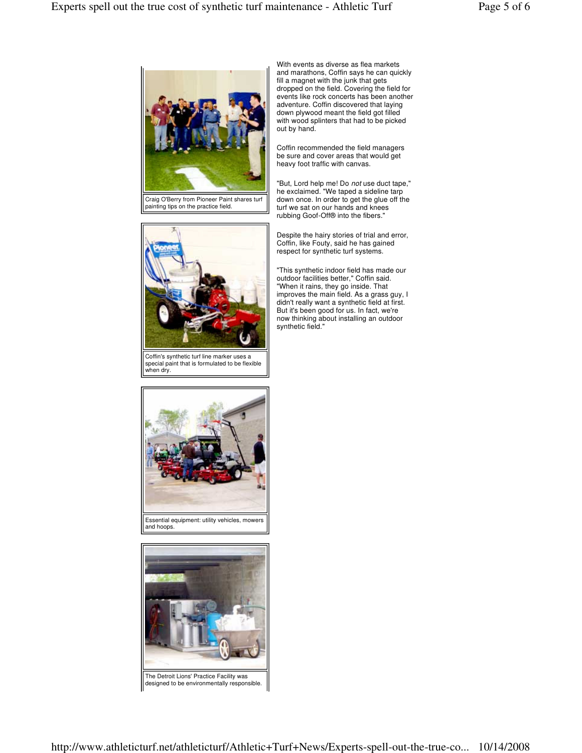Craig O'Berry from Pioneer Paint shares turf painting tips on the practice field.

Coffin's synthetic turf line marker uses a special paint that is formulated to be flexible when dry.

Essential equipment: utility vehicles, mowers and hoops.

The Detroit Lions' Practice Facility was designed to be environmentally responsible.

With events as diverse as flea markets and marathons, Coffin says he can quickly fill a magnet with the junk that gets dropped on the field. Covering the field for events like rock concerts has been another adventure. Coffin discovered that laying down plywood meant the field got filled with wood splinters that had to be picked out by hand.

Coffin recommended the field managers be sure and cover areas that would get heavy foot traffic with canvas.

"But, Lord help me! Do *not* use duct tape," he exclaimed. "We taped a sideline tarp down once. In order to get the glue off the turf we sat on our hands and knees rubbing Goof-Off® into the fibers."

Despite the hairy stories of trial and error, Coffin, like Fouty, said he has gained respect for synthetic turf systems.

"This synthetic indoor field has made our outdoor facilities better," Coffin said. "When it rains, they go inside. That improves the main field. As a grass guy, I didn't really want a synthetic field at first. But it's been good for us. In fact, we're now thinking about installing an outdoor synthetic field."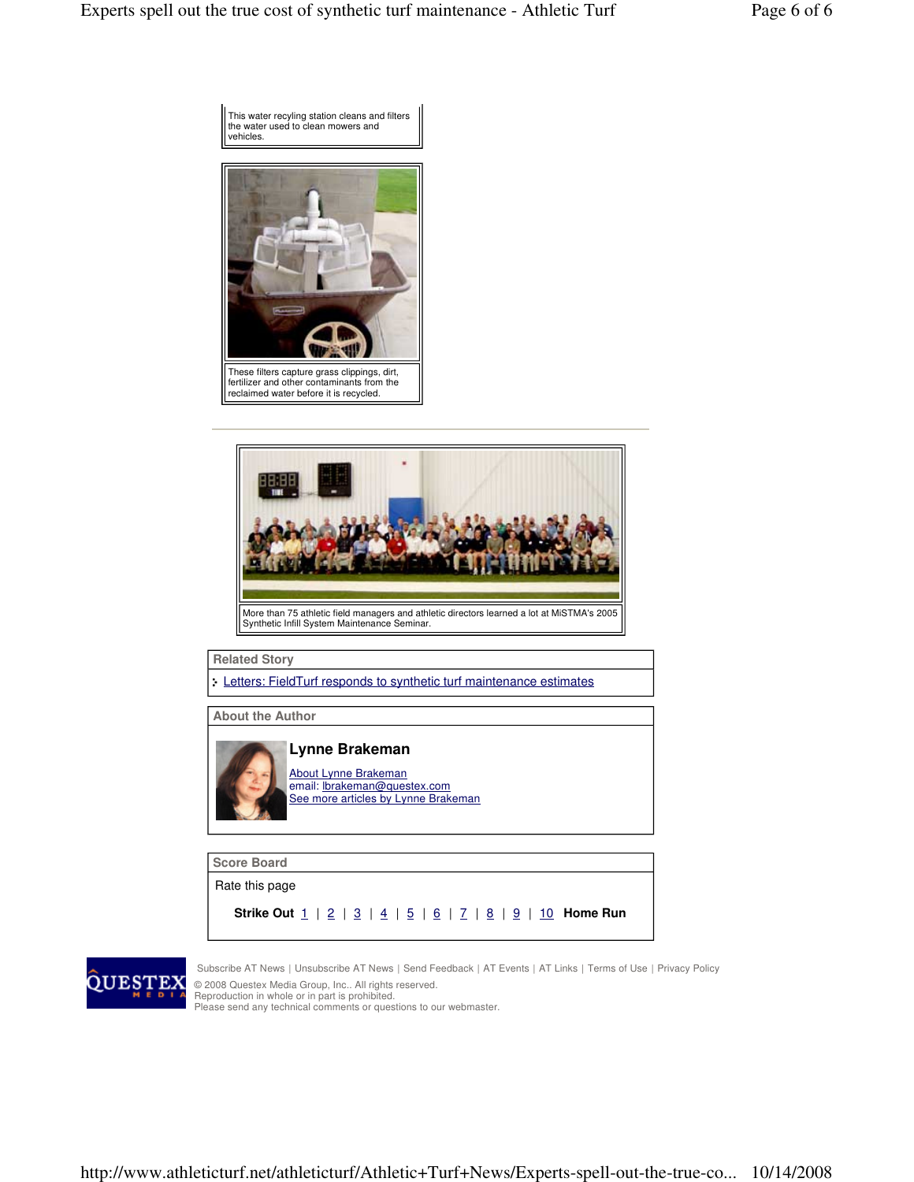This water recyling station cleans and filters the water used to clean mowers and vehicles.

These filters capture grass clippings, dirt, fertilizer and other contaminants from the reclaimed water before it is recycled.

---

More than 75 athletic field managers and athletic directors learned a lot at MiSTMA's 2005 Synthetic Infill System Maintenance Seminar.

**Related Story**

- Letters: FieldTurf responds to synthetic turf maintenance estimates

**About the Author**

**Lynne Brakeman**

About Lynne Brakeman
email: lbrakeman@questex.com
See more articles by Lynne Brakeman

**Score Board**

Rate this page

**Strike Out** 1 | 2 | 3 | 4 | 5 | 6 | 7 | 8 | 9 | 10 **Home Run**

Subscribe AT News | Unsubscribe AT News | Send Feedback | AT Events | AT Links | Terms of Use | Privacy Policy

© 2008 Questex Media Group, Inc.. All rights reserved.
Reproduction in whole or in part is prohibited.
Please send any technical comments or questions to our webmaster.